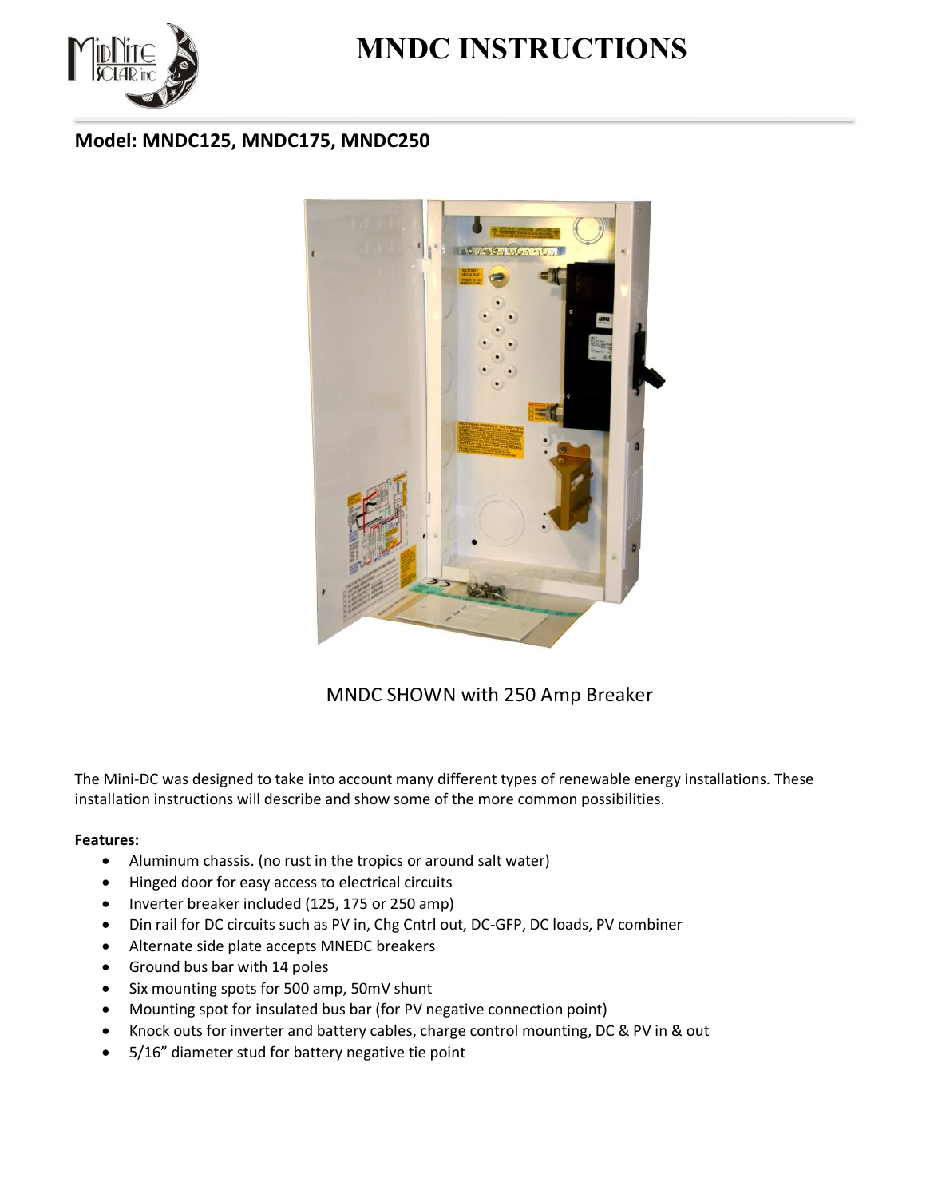# MNDC INSTRUCTIONS

## Model: MNDC125, MNDC175, MNDC250

MNDC SHOWN with 250 Amp Breaker

The Mini-DC was designed to take into account many different types of renewable energy installations. These installation instructions will describe and show some of the more common possibilities.

**Features:**

- Aluminum chassis. (no rust in the tropics or around salt water)
- Hinged door for easy access to electrical circuits
- Inverter breaker included (125, 175 or 250 amp)
- Din rail for DC circuits such as PV in, Chg Cntrl out, DC-GFP, DC loads, PV combiner
- Alternate side plate accepts MNEDC breakers
- Ground bus bar with 14 poles
- Six mounting spots for 500 amp, 50mV shunt
- Mounting spot for insulated bus bar (for PV negative connection point)
- Knock outs for inverter and battery cables, charge control mounting, DC & PV in & out
- 5/16" diameter stud for battery negative tie point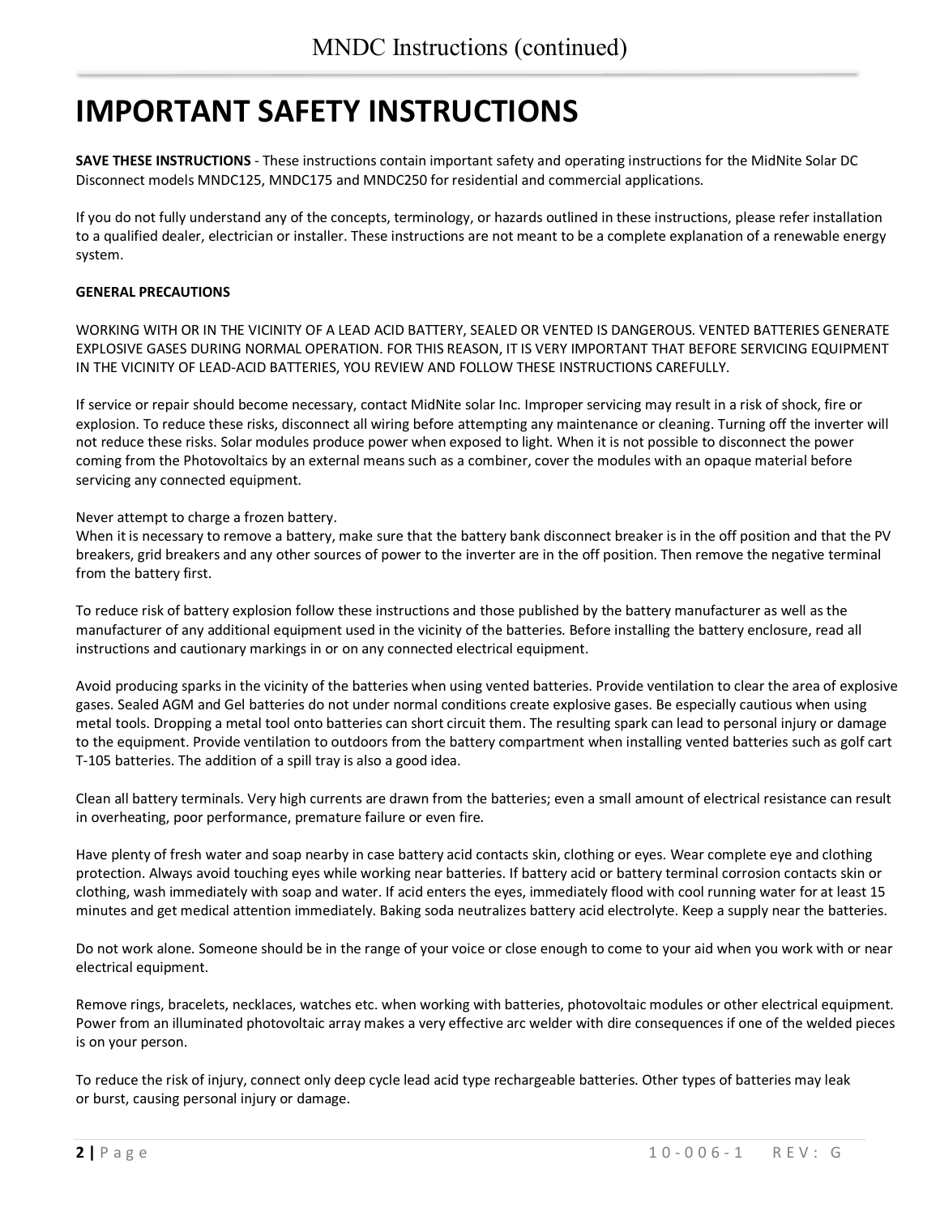# IMPORTANT SAFETY INSTRUCTIONS

**SAVE THESE INSTRUCTIONS** - These instructions contain important safety and operating instructions for the MidNite Solar DC Disconnect models MNDC125, MNDC175 and MNDC250 for residential and commercial applications.

If you do not fully understand any of the concepts, terminology, or hazards outlined in these instructions, please refer installation to a qualified dealer, electrician or installer. These instructions are not meant to be a complete explanation of a renewable energy system.

**GENERAL PRECAUTIONS**

WORKING WITH OR IN THE VICINITY OF A LEAD ACID BATTERY, SEALED OR VENTED IS DANGEROUS. VENTED BATTERIES GENERATE EXPLOSIVE GASES DURING NORMAL OPERATION. FOR THIS REASON, IT IS VERY IMPORTANT THAT BEFORE SERVICING EQUIPMENT IN THE VICINITY OF LEAD-ACID BATTERIES, YOU REVIEW AND FOLLOW THESE INSTRUCTIONS CAREFULLY.

If service or repair should become necessary, contact MidNite solar Inc. Improper servicing may result in a risk of shock, fire or explosion. To reduce these risks, disconnect all wiring before attempting any maintenance or cleaning. Turning off the inverter will not reduce these risks. Solar modules produce power when exposed to light. When it is not possible to disconnect the power coming from the Photovoltaics by an external means such as a combiner, cover the modules with an opaque material before servicing any connected equipment.

Never attempt to charge a frozen battery.
When it is necessary to remove a battery, make sure that the battery bank disconnect breaker is in the off position and that the PV breakers, grid breakers and any other sources of power to the inverter are in the off position. Then remove the negative terminal from the battery first.

To reduce risk of battery explosion follow these instructions and those published by the battery manufacturer as well as the manufacturer of any additional equipment used in the vicinity of the batteries. Before installing the battery enclosure, read all instructions and cautionary markings in or on any connected electrical equipment.

Avoid producing sparks in the vicinity of the batteries when using vented batteries. Provide ventilation to clear the area of explosive gases. Sealed AGM and Gel batteries do not under normal conditions create explosive gases. Be especially cautious when using metal tools. Dropping a metal tool onto batteries can short circuit them. The resulting spark can lead to personal injury or damage to the equipment. Provide ventilation to outdoors from the battery compartment when installing vented batteries such as golf cart T-105 batteries. The addition of a spill tray is also a good idea.

Clean all battery terminals. Very high currents are drawn from the batteries; even a small amount of electrical resistance can result in overheating, poor performance, premature failure or even fire.

Have plenty of fresh water and soap nearby in case battery acid contacts skin, clothing or eyes. Wear complete eye and clothing protection. Always avoid touching eyes while working near batteries. If battery acid or battery terminal corrosion contacts skin or clothing, wash immediately with soap and water. If acid enters the eyes, immediately flood with cool running water for at least 15 minutes and get medical attention immediately. Baking soda neutralizes battery acid electrolyte. Keep a supply near the batteries.

Do not work alone. Someone should be in the range of your voice or close enough to come to your aid when you work with or near electrical equipment.

Remove rings, bracelets, necklaces, watches etc. when working with batteries, photovoltaic modules or other electrical equipment. Power from an illuminated photovoltaic array makes a very effective arc welder with dire consequences if one of the welded pieces is on your person.

To reduce the risk of injury, connect only deep cycle lead acid type rechargeable batteries. Other types of batteries may leak or burst, causing personal injury or damage.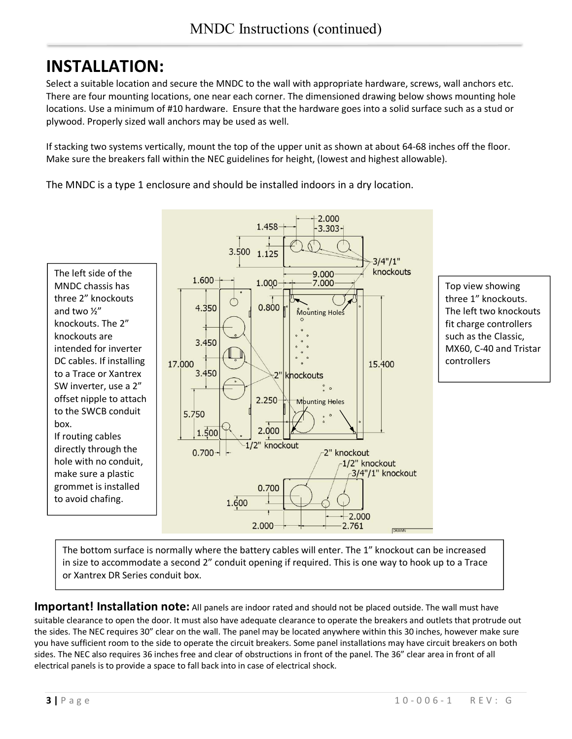# INSTALLATION:

Select a suitable location and secure the MNDC to the wall with appropriate hardware, screws, wall anchors etc. There are four mounting locations, one near each corner. The dimensioned drawing below shows mounting hole locations. Use a minimum of #10 hardware. Ensure that the hardware goes into a solid surface such as a stud or plywood. Properly sized wall anchors may be used as well.

If stacking two systems vertically, mount the top of the upper unit as shown at about 64-68 inches off the floor. Make sure the breakers fall within the NEC guidelines for height, (lowest and highest allowable).

The MNDC is a type 1 enclosure and should be installed indoors in a dry location.

The left side of the MNDC chassis has three 2" knockouts and two ½" knockouts. The 2" knockouts are intended for inverter DC cables. If installing to a Trace or Xantrex SW inverter, use a 2" offset nipple to attach to the SWCB conduit box. If routing cables directly through the hole with no conduit, make sure a plastic grommet is installed to avoid chafing.

Top view showing three 1" knockouts. The left two knockouts fit charge controllers such as the Classic, MX60, C-40 and Tristar controllers

The bottom surface is normally where the battery cables will enter. The 1" knockout can be increased in size to accommodate a second 2" conduit opening if required. This is one way to hook up to a Trace or Xantrex DR Series conduit box.

**Important! Installation note:** All panels are indoor rated and should not be placed outside. The wall must have suitable clearance to open the door. It must also have adequate clearance to operate the breakers and outlets that protrude out the sides. The NEC requires 30" clear on the wall. The panel may be located anywhere within this 30 inches, however make sure you have sufficient room to the side to operate the circuit breakers. Some panel installations may have circuit breakers on both sides. The NEC also requires 36 inches free and clear of obstructions in front of the panel. The 36" clear area in front of all electrical panels is to provide a space to fall back into in case of electrical shock.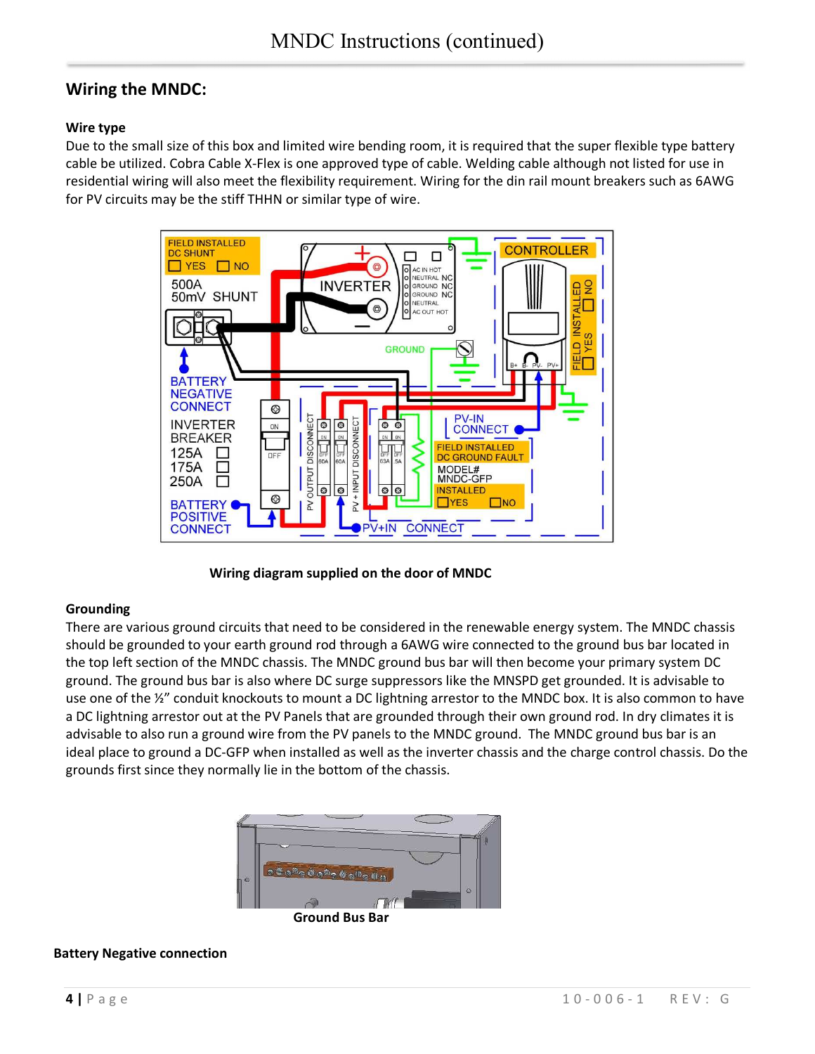## Wiring the MNDC:

### Wire type

Due to the small size of this box and limited wire bending room, it is required that the super flexible type battery cable be utilized. Cobra Cable X-Flex is one approved type of cable. Welding cable although not listed for use in residential wiring will also meet the flexibility requirement. Wiring for the din rail mount breakers such as 6AWG for PV circuits may be the stiff THHN or similar type of wire.

**Wiring diagram supplied on the door of MNDC**

### Grounding

There are various ground circuits that need to be considered in the renewable energy system. The MNDC chassis should be grounded to your earth ground rod through a 6AWG wire connected to the ground bus bar located in the top left section of the MNDC chassis. The MNDC ground bus bar will then become your primary system DC ground. The ground bus bar is also where DC surge suppressors like the MNSPD get grounded. It is advisable to use one of the ½" conduit knockouts to mount a DC lightning arrestor to the MNDC box. It is also common to have a DC lightning arrestor out at the PV Panels that are grounded through their own ground rod. In dry climates it is advisable to also run a ground wire from the PV panels to the MNDC ground. The MNDC ground bus bar is an ideal place to ground a DC-GFP when installed as well as the inverter chassis and the charge control chassis. Do the grounds first since they normally lie in the bottom of the chassis.

**Ground Bus Bar**

### Battery Negative connection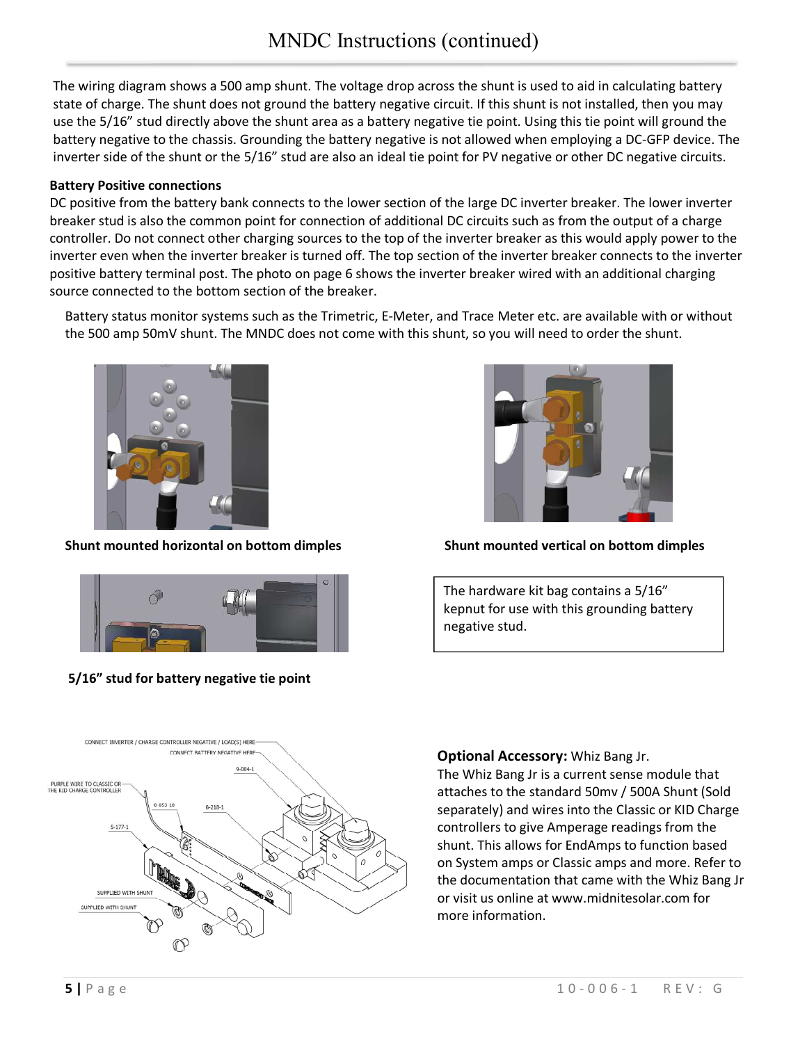The wiring diagram shows a 500 amp shunt. The voltage drop across the shunt is used to aid in calculating battery state of charge. The shunt does not ground the battery negative circuit. If this shunt is not installed, then you may use the 5/16" stud directly above the shunt area as a battery negative tie point. Using this tie point will ground the battery negative to the chassis. Grounding the battery negative is not allowed when employing a DC-GFP device. The inverter side of the shunt or the 5/16" stud are also an ideal tie point for PV negative or other DC negative circuits.

**Battery Positive connections**

DC positive from the battery bank connects to the lower section of the large DC inverter breaker. The lower inverter breaker stud is also the common point for connection of additional DC circuits such as from the output of a charge controller. Do not connect other charging sources to the top of the inverter breaker as this would apply power to the inverter even when the inverter breaker is turned off. The top section of the inverter breaker connects to the inverter positive battery terminal post. The photo on page 6 shows the inverter breaker wired with an additional charging source connected to the bottom section of the breaker.

Battery status monitor systems such as the Trimetric, E-Meter, and Trace Meter etc. are available with or without the 500 amp 50mV shunt. The MNDC does not come with this shunt, so you will need to order the shunt.

**Shunt mounted horizontal on bottom dimples**

**Shunt mounted vertical on bottom dimples**

**5/16" stud for battery negative tie point**

The hardware kit bag contains a 5/16" kepnut for use with this grounding battery negative stud.

**Optional Accessory:** Whiz Bang Jr.

The Whiz Bang Jr is a current sense module that attaches to the standard 50mv / 500A Shunt (Sold separately) and wires into the Classic or KID Charge controllers to give Amperage readings from the shunt. This allows for EndAmps to function based on System amps or Classic amps and more. Refer to the documentation that came with the Whiz Bang Jr or visit us online at www.midnitesolar.com for more information.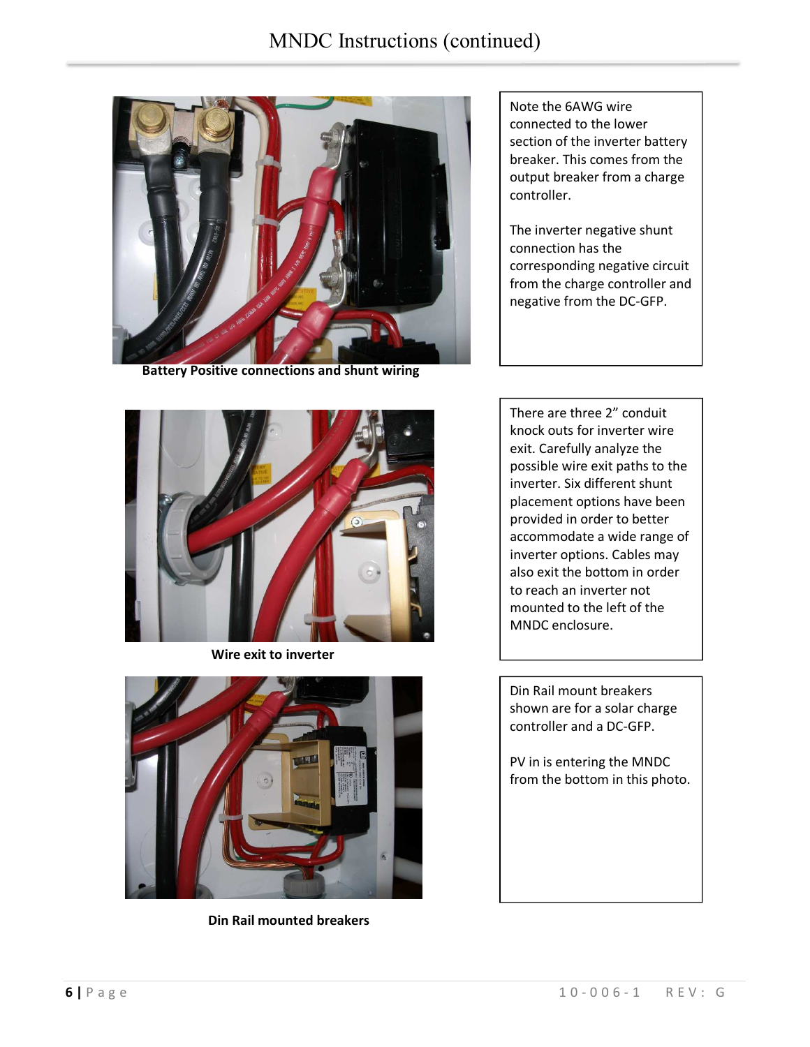Battery Positive connections and shunt wiring

Note the 6AWG wire connected to the lower section of the inverter battery breaker. This comes from the output breaker from a charge controller.

The inverter negative shunt connection has the corresponding negative circuit from the charge controller and negative from the DC-GFP.

Wire exit to inverter

There are three 2" conduit knock outs for inverter wire exit. Carefully analyze the possible wire exit paths to the inverter. Six different shunt placement options have been provided in order to better accommodate a wide range of inverter options. Cables may also exit the bottom in order to reach an inverter not mounted to the left of the MNDC enclosure.

Din Rail mounted breakers

Din Rail mount breakers shown are for a solar charge controller and a DC-GFP.

PV in is entering the MNDC from the bottom in this photo.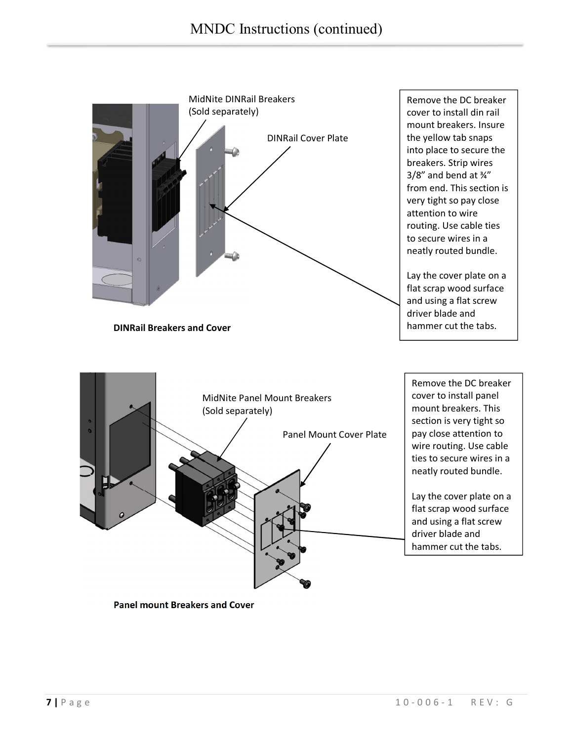MidNite DINRail Breakers (Sold separately)

DINRail Cover Plate

Remove the DC breaker cover to install din rail mount breakers. Insure the yellow tab snaps into place to secure the breakers. Strip wires 3/8” and bend at ¾” from end. This section is very tight so pay close attention to wire routing. Use cable ties to secure wires in a neatly routed bundle.

Lay the cover plate on a flat scrap wood surface and using a flat screw driver blade and hammer cut the tabs.

**DINRail Breakers and Cover**

MidNite Panel Mount Breakers (Sold separately)

Panel Mount Cover Plate

Remove the DC breaker cover to install panel mount breakers. This section is very tight so pay close attention to wire routing. Use cable ties to secure wires in a neatly routed bundle.

Lay the cover plate on a flat scrap wood surface and using a flat screw driver blade and hammer cut the tabs.

**Panel mount Breakers and Cover**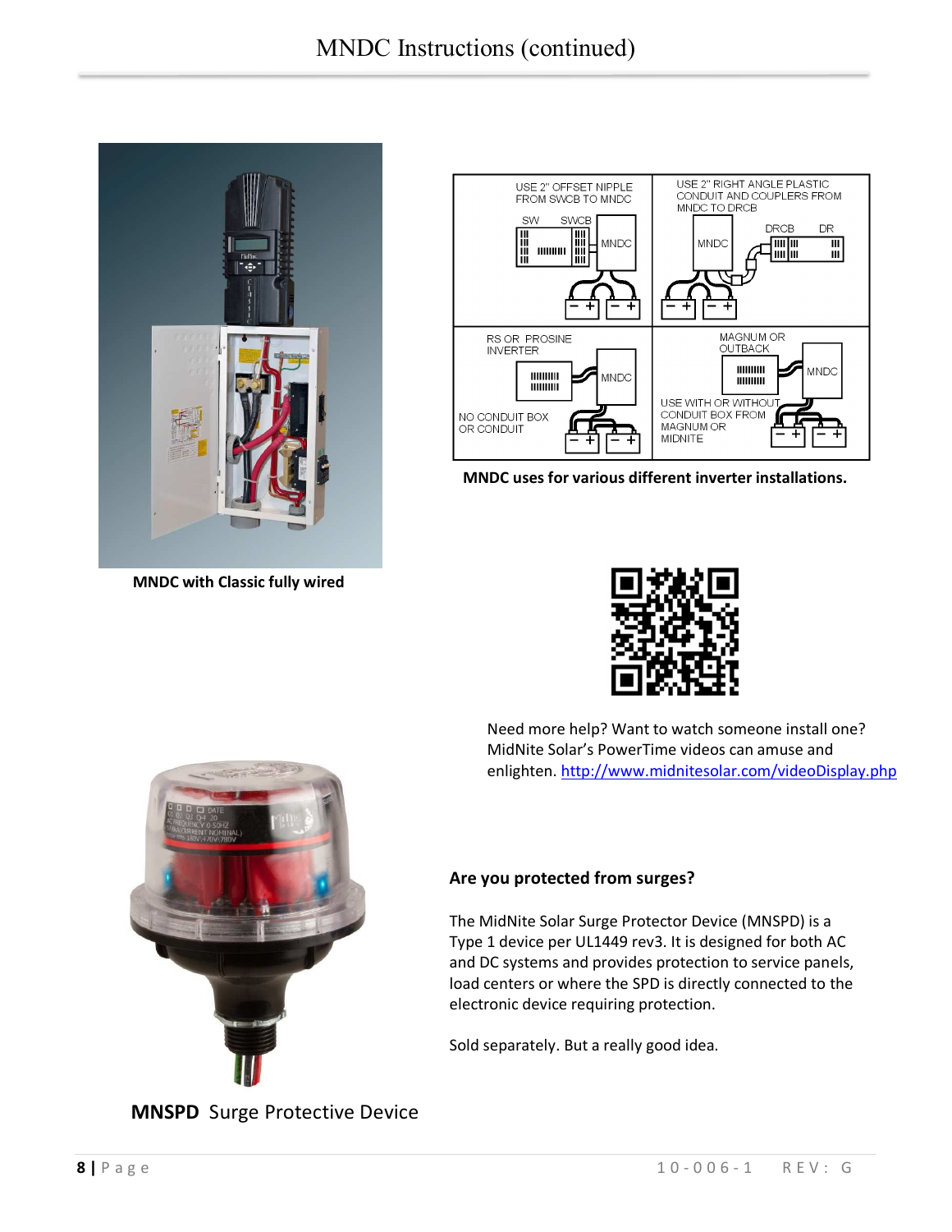MNDC with Classic fully wired

MNDC uses for various different inverter installations.

Need more help? Want to watch someone install one? MidNite Solar's PowerTime videos can amuse and enlighten. http://www.midnitesolar.com/videoDisplay.php

### Are you protected from surges?

The MidNite Solar Surge Protector Device (MNSPD) is a Type 1 device per UL1449 rev3. It is designed for both AC and DC systems and provides protection to service panels, load centers or where the SPD is directly connected to the electronic device requiring protection.

Sold separately. But a really good idea.

**MNSPD** Surge Protective Device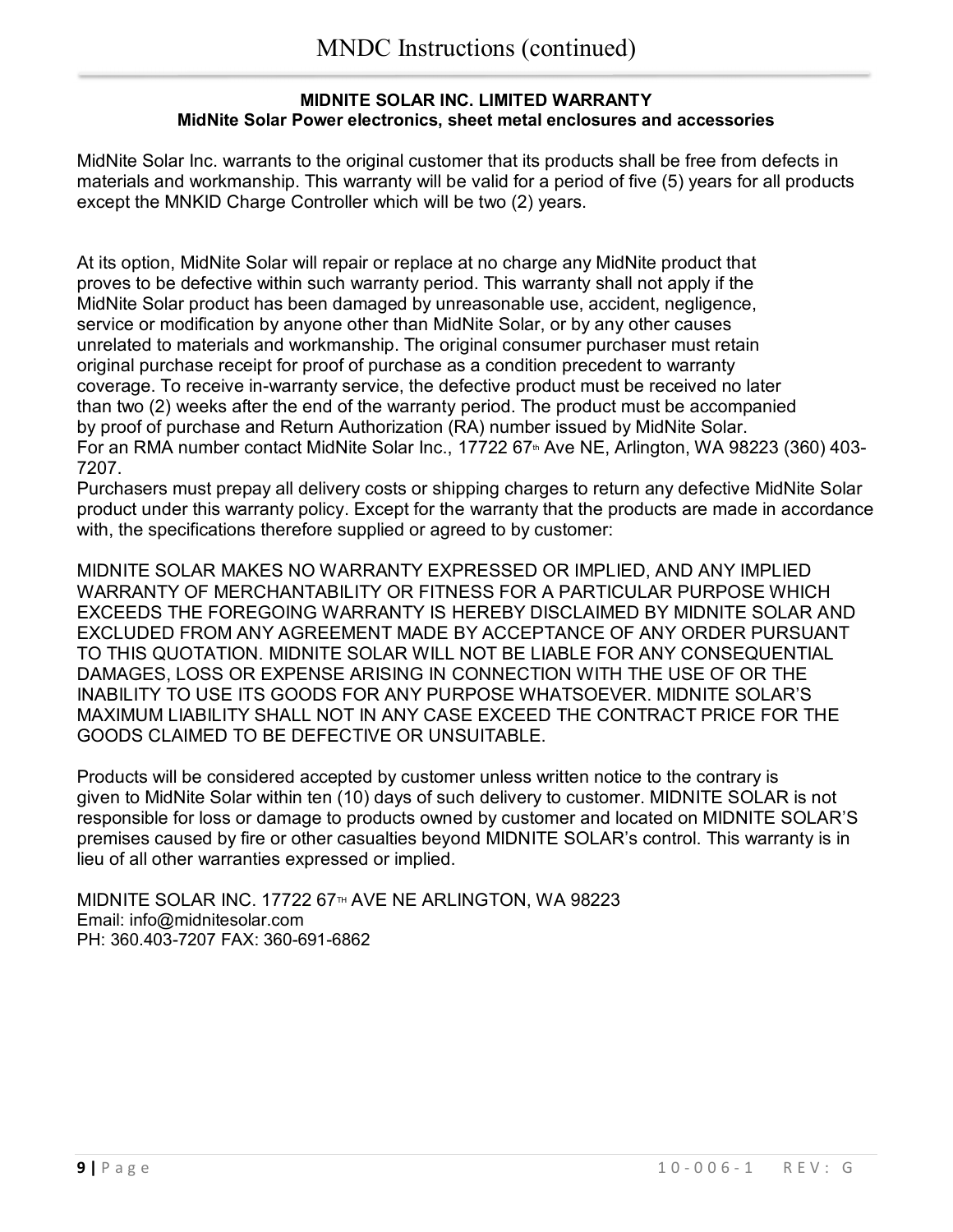**MIDNITE SOLAR INC. LIMITED WARRANTY**
**MidNite Solar Power electronics, sheet metal enclosures and accessories**

MidNite Solar Inc. warrants to the original customer that its products shall be free from defects in materials and workmanship. This warranty will be valid for a period of five (5) years for all products except the MNKID Charge Controller which will be two (2) years.

At its option, MidNite Solar will repair or replace at no charge any MidNite product that proves to be defective within such warranty period. This warranty shall not apply if the MidNite Solar product has been damaged by unreasonable use, accident, negligence, service or modification by anyone other than MidNite Solar, or by any other causes unrelated to materials and workmanship. The original consumer purchaser must retain original purchase receipt for proof of purchase as a condition precedent to warranty coverage. To receive in-warranty service, the defective product must be received no later than two (2) weeks after the end of the warranty period. The product must be accompanied by proof of purchase and Return Authorization (RA) number issued by MidNite Solar. For an RMA number contact MidNite Solar Inc., 17722 67th Ave NE, Arlington, WA 98223 (360) 403-7207.
Purchasers must prepay all delivery costs or shipping charges to return any defective MidNite Solar product under this warranty policy. Except for the warranty that the products are made in accordance with, the specifications therefore supplied or agreed to by customer:

MIDNITE SOLAR MAKES NO WARRANTY EXPRESSED OR IMPLIED, AND ANY IMPLIED WARRANTY OF MERCHANTABILITY OR FITNESS FOR A PARTICULAR PURPOSE WHICH EXCEEDS THE FOREGOING WARRANTY IS HEREBY DISCLAIMED BY MIDNITE SOLAR AND EXCLUDED FROM ANY AGREEMENT MADE BY ACCEPTANCE OF ANY ORDER PURSUANT TO THIS QUOTATION. MIDNITE SOLAR WILL NOT BE LIABLE FOR ANY CONSEQUENTIAL DAMAGES, LOSS OR EXPENSE ARISING IN CONNECTION WITH THE USE OF OR THE INABILITY TO USE ITS GOODS FOR ANY PURPOSE WHATSOEVER. MIDNITE SOLAR'S MAXIMUM LIABILITY SHALL NOT IN ANY CASE EXCEED THE CONTRACT PRICE FOR THE GOODS CLAIMED TO BE DEFECTIVE OR UNSUITABLE.

Products will be considered accepted by customer unless written notice to the contrary is given to MidNite Solar within ten (10) days of such delivery to customer. MIDNITE SOLAR is not responsible for loss or damage to products owned by customer and located on MIDNITE SOLAR'S premises caused by fire or other casualties beyond MIDNITE SOLAR's control. This warranty is in lieu of all other warranties expressed or implied.

MIDNITE SOLAR INC. 17722 67TH AVE NE ARLINGTON, WA 98223
Email: info@midnitesolar.com
PH: 360.403-7207 FAX: 360-691-6862